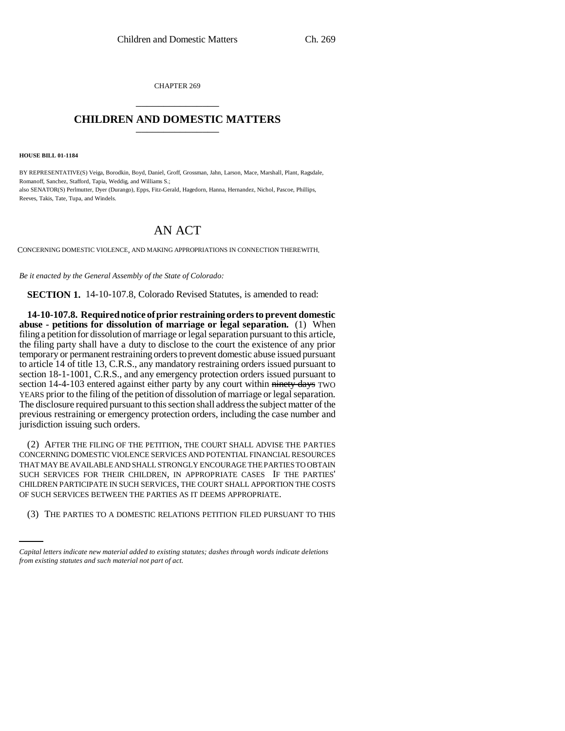CHAPTER 269

# CHILDREN AND DOMESTIC MATTERS

**HOUSE BILL 01-1184**

BY REPRESENTATIVE(S) Veiga, Borodkin, Boyd, Daniel, Groff, Grossman, Jahn, Larson, Mace, Marshall, Plant, Ragsdale, Romanoff, Sanchez, Stafford, Tapia, Weddig, and Williams S.;
also SENATOR(S) Perlmutter, Dyer (Durango), Epps, Fitz-Gerald, Hagedorn, Hanna, Hernandez, Nichol, Pascoe, Phillips, Reeves, Takis, Tate, Tupa, and Windels.

# AN ACT

CONCERNING DOMESTIC VIOLENCE, AND MAKING APPROPRIATIONS IN CONNECTION THEREWITH.

*Be it enacted by the General Assembly of the State of Colorado:*

**SECTION 1.** 14-10-107.8, Colorado Revised Statutes, is amended to read:

**14-10-107.8. Required notice of prior restraining orders to prevent domestic abuse - petitions for dissolution of marriage or legal separation.** (1) When filing a petition for dissolution of marriage or legal separation pursuant to this article, the filing party shall have a duty to disclose to the court the existence of any prior temporary or permanent restraining orders to prevent domestic abuse issued pursuant to article 14 of title 13, C.R.S., any mandatory restraining orders issued pursuant to section 18-1-1001, C.R.S., and any emergency protection orders issued pursuant to section 14-4-103 entered against either party by any court within ~~ninety days~~ TWO YEARS prior to the filing of the petition of dissolution of marriage or legal separation. The disclosure required pursuant to this section shall address the subject matter of the previous restraining or emergency protection orders, including the case number and jurisdiction issuing such orders.

(2) AFTER THE FILING OF THE PETITION, THE COURT SHALL ADVISE THE PARTIES CONCERNING DOMESTIC VIOLENCE SERVICES AND POTENTIAL FINANCIAL RESOURCES THAT MAY BE AVAILABLE AND SHALL STRONGLY ENCOURAGE THE PARTIES TO OBTAIN SUCH SERVICES FOR THEIR CHILDREN, IN APPROPRIATE CASES IF THE PARTIES' CHILDREN PARTICIPATE IN SUCH SERVICES, THE COURT SHALL APPORTION THE COSTS OF SUCH SERVICES BETWEEN THE PARTIES AS IT DEEMS APPROPRIATE.

(3) THE PARTIES TO A DOMESTIC RELATIONS PETITION FILED PURSUANT TO THIS

*Capital letters indicate new material added to existing statutes; dashes through words indicate deletions from existing statutes and such material not part of act.*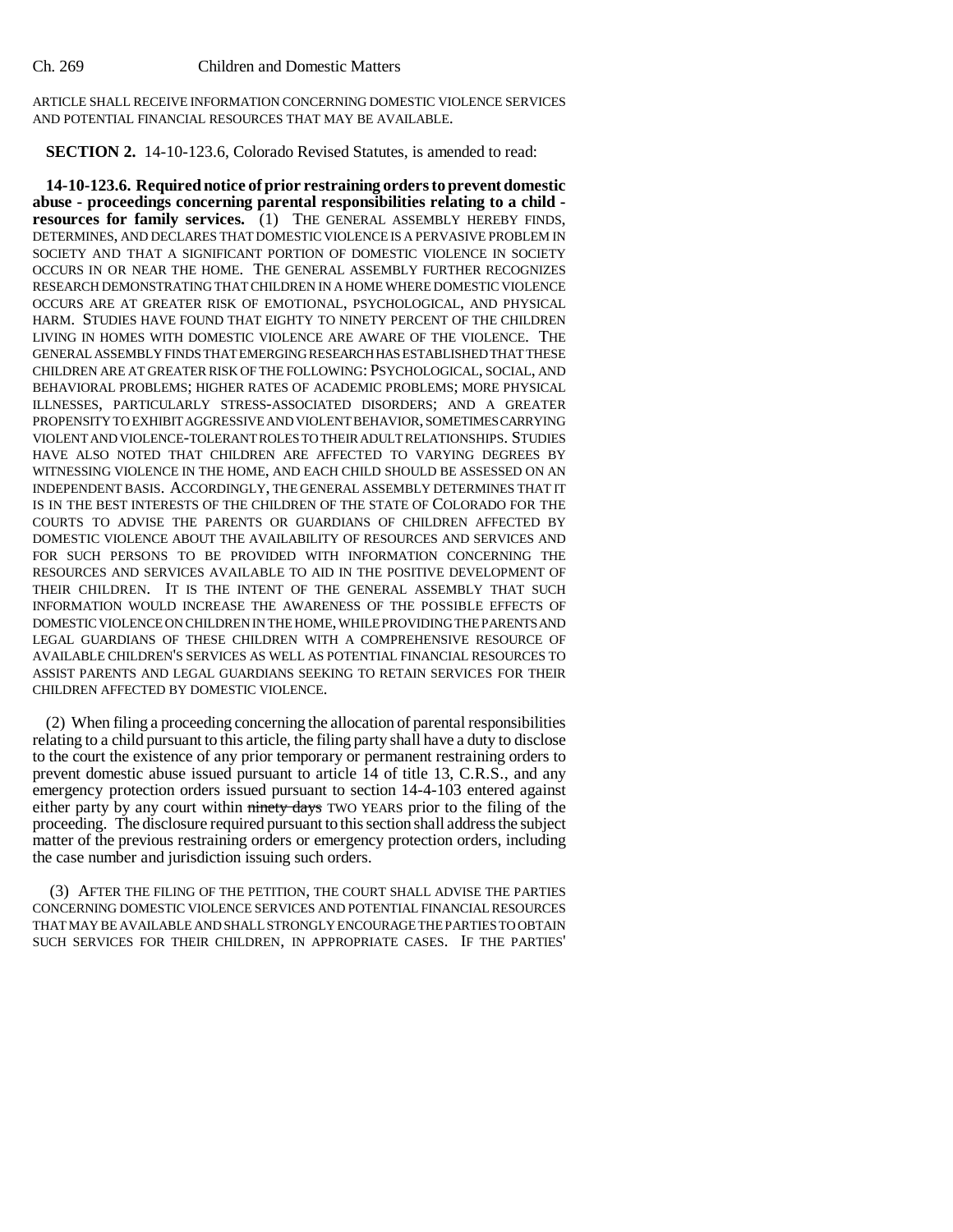ARTICLE SHALL RECEIVE INFORMATION CONCERNING DOMESTIC VIOLENCE SERVICES AND POTENTIAL FINANCIAL RESOURCES THAT MAY BE AVAILABLE.

**SECTION 2.** 14-10-123.6, Colorado Revised Statutes, is amended to read:

**14-10-123.6. Required notice of prior restraining orders to prevent domestic abuse - proceedings concerning parental responsibilities relating to a child - resources for family services.** (1) THE GENERAL ASSEMBLY HEREBY FINDS, DETERMINES, AND DECLARES THAT DOMESTIC VIOLENCE IS A PERVASIVE PROBLEM IN SOCIETY AND THAT A SIGNIFICANT PORTION OF DOMESTIC VIOLENCE IN SOCIETY OCCURS IN OR NEAR THE HOME. THE GENERAL ASSEMBLY FURTHER RECOGNIZES RESEARCH DEMONSTRATING THAT CHILDREN IN A HOME WHERE DOMESTIC VIOLENCE OCCURS ARE AT GREATER RISK OF EMOTIONAL, PSYCHOLOGICAL, AND PHYSICAL HARM. STUDIES HAVE FOUND THAT EIGHTY TO NINETY PERCENT OF THE CHILDREN LIVING IN HOMES WITH DOMESTIC VIOLENCE ARE AWARE OF THE VIOLENCE. THE GENERAL ASSEMBLY FINDS THAT EMERGING RESEARCH HAS ESTABLISHED THAT THESE CHILDREN ARE AT GREATER RISK OF THE FOLLOWING: PSYCHOLOGICAL, SOCIAL, AND BEHAVIORAL PROBLEMS; HIGHER RATES OF ACADEMIC PROBLEMS; MORE PHYSICAL ILLNESSES, PARTICULARLY STRESS-ASSOCIATED DISORDERS; AND A GREATER PROPENSITY TO EXHIBIT AGGRESSIVE AND VIOLENT BEHAVIOR, SOMETIMES CARRYING VIOLENT AND VIOLENCE-TOLERANT ROLES TO THEIR ADULT RELATIONSHIPS. STUDIES HAVE ALSO NOTED THAT CHILDREN ARE AFFECTED TO VARYING DEGREES BY WITNESSING VIOLENCE IN THE HOME, AND EACH CHILD SHOULD BE ASSESSED ON AN INDEPENDENT BASIS. ACCORDINGLY, THE GENERAL ASSEMBLY DETERMINES THAT IT IS IN THE BEST INTERESTS OF THE CHILDREN OF THE STATE OF COLORADO FOR THE COURTS TO ADVISE THE PARENTS OR GUARDIANS OF CHILDREN AFFECTED BY DOMESTIC VIOLENCE ABOUT THE AVAILABILITY OF RESOURCES AND SERVICES AND FOR SUCH PERSONS TO BE PROVIDED WITH INFORMATION CONCERNING THE RESOURCES AND SERVICES AVAILABLE TO AID IN THE POSITIVE DEVELOPMENT OF THEIR CHILDREN. IT IS THE INTENT OF THE GENERAL ASSEMBLY THAT SUCH INFORMATION WOULD INCREASE THE AWARENESS OF THE POSSIBLE EFFECTS OF DOMESTIC VIOLENCE ON CHILDREN IN THE HOME, WHILE PROVIDING THE PARENTS AND LEGAL GUARDIANS OF THESE CHILDREN WITH A COMPREHENSIVE RESOURCE OF AVAILABLE CHILDREN'S SERVICES AS WELL AS POTENTIAL FINANCIAL RESOURCES TO ASSIST PARENTS AND LEGAL GUARDIANS SEEKING TO RETAIN SERVICES FOR THEIR CHILDREN AFFECTED BY DOMESTIC VIOLENCE.

(2) When filing a proceeding concerning the allocation of parental responsibilities relating to a child pursuant to this article, the filing party shall have a duty to disclose to the court the existence of any prior temporary or permanent restraining orders to prevent domestic abuse issued pursuant to article 14 of title 13, C.R.S., and any emergency protection orders issued pursuant to section 14-4-103 entered against either party by any court within ~~ninety days~~ TWO YEARS prior to the filing of the proceeding. The disclosure required pursuant to this section shall address the subject matter of the previous restraining orders or emergency protection orders, including the case number and jurisdiction issuing such orders.

(3) AFTER THE FILING OF THE PETITION, THE COURT SHALL ADVISE THE PARTIES CONCERNING DOMESTIC VIOLENCE SERVICES AND POTENTIAL FINANCIAL RESOURCES THAT MAY BE AVAILABLE AND SHALL STRONGLY ENCOURAGE THE PARTIES TO OBTAIN SUCH SERVICES FOR THEIR CHILDREN, IN APPROPRIATE CASES. IF THE PARTIES'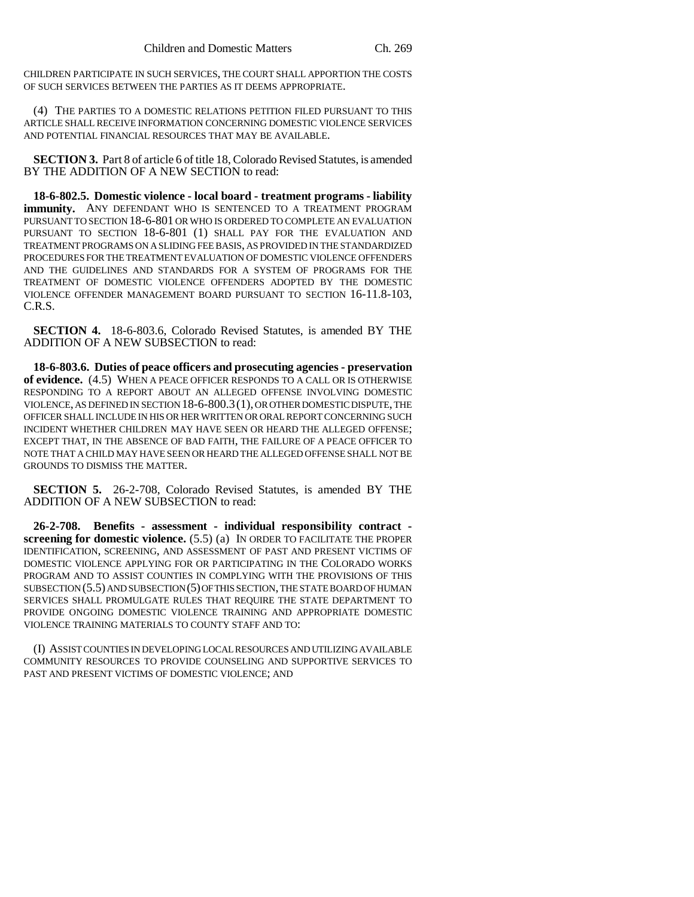CHILDREN PARTICIPATE IN SUCH SERVICES, THE COURT SHALL APPORTION THE COSTS OF SUCH SERVICES BETWEEN THE PARTIES AS IT DEEMS APPROPRIATE.

(4) THE PARTIES TO A DOMESTIC RELATIONS PETITION FILED PURSUANT TO THIS ARTICLE SHALL RECEIVE INFORMATION CONCERNING DOMESTIC VIOLENCE SERVICES AND POTENTIAL FINANCIAL RESOURCES THAT MAY BE AVAILABLE.

**SECTION 3.** Part 8 of article 6 of title 18, Colorado Revised Statutes, is amended BY THE ADDITION OF A NEW SECTION to read:

**18-6-802.5. Domestic violence - local board - treatment programs - liability immunity.** ANY DEFENDANT WHO IS SENTENCED TO A TREATMENT PROGRAM PURSUANT TO SECTION 18-6-801 OR WHO IS ORDERED TO COMPLETE AN EVALUATION PURSUANT TO SECTION 18-6-801 (1) SHALL PAY FOR THE EVALUATION AND TREATMENT PROGRAMS ON A SLIDING FEE BASIS, AS PROVIDED IN THE STANDARDIZED PROCEDURES FOR THE TREATMENT EVALUATION OF DOMESTIC VIOLENCE OFFENDERS AND THE GUIDELINES AND STANDARDS FOR A SYSTEM OF PROGRAMS FOR THE TREATMENT OF DOMESTIC VIOLENCE OFFENDERS ADOPTED BY THE DOMESTIC VIOLENCE OFFENDER MANAGEMENT BOARD PURSUANT TO SECTION 16-11.8-103, C.R.S.

**SECTION 4.** 18-6-803.6, Colorado Revised Statutes, is amended BY THE ADDITION OF A NEW SUBSECTION to read:

**18-6-803.6. Duties of peace officers and prosecuting agencies - preservation of evidence.** (4.5) WHEN A PEACE OFFICER RESPONDS TO A CALL OR IS OTHERWISE RESPONDING TO A REPORT ABOUT AN ALLEGED OFFENSE INVOLVING DOMESTIC VIOLENCE, AS DEFINED IN SECTION 18-6-800.3 (1), OR OTHER DOMESTIC DISPUTE, THE OFFICER SHALL INCLUDE IN HIS OR HER WRITTEN OR ORAL REPORT CONCERNING SUCH INCIDENT WHETHER CHILDREN MAY HAVE SEEN OR HEARD THE ALLEGED OFFENSE; EXCEPT THAT, IN THE ABSENCE OF BAD FAITH, THE FAILURE OF A PEACE OFFICER TO NOTE THAT A CHILD MAY HAVE SEEN OR HEARD THE ALLEGED OFFENSE SHALL NOT BE GROUNDS TO DISMISS THE MATTER.

**SECTION 5.** 26-2-708, Colorado Revised Statutes, is amended BY THE ADDITION OF A NEW SUBSECTION to read:

**26-2-708. Benefits - assessment - individual responsibility contract - screening for domestic violence.** (5.5) (a) IN ORDER TO FACILITATE THE PROPER IDENTIFICATION, SCREENING, AND ASSESSMENT OF PAST AND PRESENT VICTIMS OF DOMESTIC VIOLENCE APPLYING FOR OR PARTICIPATING IN THE COLORADO WORKS PROGRAM AND TO ASSIST COUNTIES IN COMPLYING WITH THE PROVISIONS OF THIS SUBSECTION (5.5) AND SUBSECTION (5) OF THIS SECTION, THE STATE BOARD OF HUMAN SERVICES SHALL PROMULGATE RULES THAT REQUIRE THE STATE DEPARTMENT TO PROVIDE ONGOING DOMESTIC VIOLENCE TRAINING AND APPROPRIATE DOMESTIC VIOLENCE TRAINING MATERIALS TO COUNTY STAFF AND TO:

(I) ASSIST COUNTIES IN DEVELOPING LOCAL RESOURCES AND UTILIZING AVAILABLE COMMUNITY RESOURCES TO PROVIDE COUNSELING AND SUPPORTIVE SERVICES TO PAST AND PRESENT VICTIMS OF DOMESTIC VIOLENCE; AND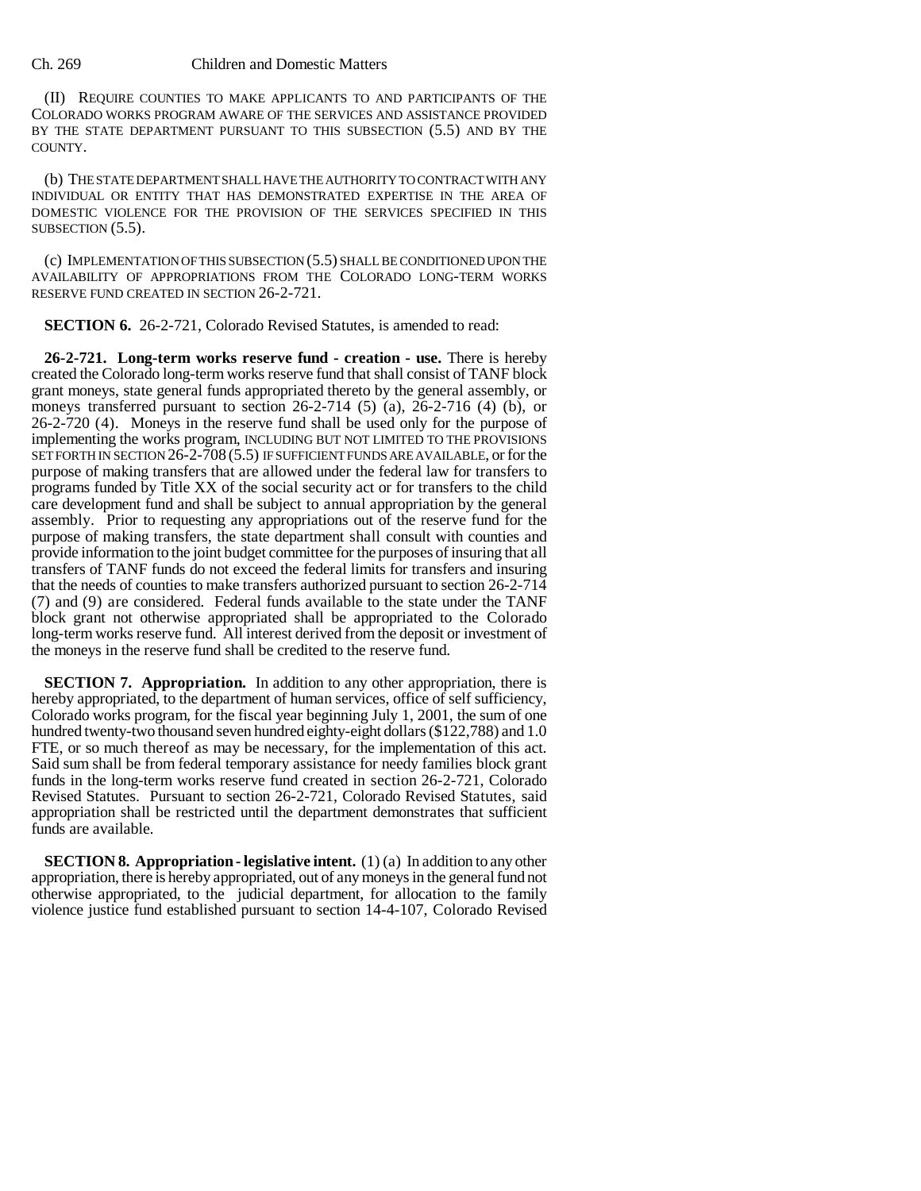(II) REQUIRE COUNTIES TO MAKE APPLICANTS TO AND PARTICIPANTS OF THE COLORADO WORKS PROGRAM AWARE OF THE SERVICES AND ASSISTANCE PROVIDED BY THE STATE DEPARTMENT PURSUANT TO THIS SUBSECTION (5.5) AND BY THE COUNTY.

(b) THE STATE DEPARTMENT SHALL HAVE THE AUTHORITY TO CONTRACT WITH ANY INDIVIDUAL OR ENTITY THAT HAS DEMONSTRATED EXPERTISE IN THE AREA OF DOMESTIC VIOLENCE FOR THE PROVISION OF THE SERVICES SPECIFIED IN THIS SUBSECTION (5.5).

(c) IMPLEMENTATION OF THIS SUBSECTION (5.5) SHALL BE CONDITIONED UPON THE AVAILABILITY OF APPROPRIATIONS FROM THE COLORADO LONG-TERM WORKS RESERVE FUND CREATED IN SECTION 26-2-721.

**SECTION 6.** 26-2-721, Colorado Revised Statutes, is amended to read:

**26-2-721. Long-term works reserve fund - creation - use.** There is hereby created the Colorado long-term works reserve fund that shall consist of TANF block grant moneys, state general funds appropriated thereto by the general assembly, or moneys transferred pursuant to section 26-2-714 (5) (a), 26-2-716 (4) (b), or 26-2-720 (4). Moneys in the reserve fund shall be used only for the purpose of implementing the works program, INCLUDING BUT NOT LIMITED TO THE PROVISIONS SET FORTH IN SECTION 26-2-708 (5.5) IF SUFFICIENT FUNDS ARE AVAILABLE, or for the purpose of making transfers that are allowed under the federal law for transfers to programs funded by Title XX of the social security act or for transfers to the child care development fund and shall be subject to annual appropriation by the general assembly. Prior to requesting any appropriations out of the reserve fund for the purpose of making transfers, the state department shall consult with counties and provide information to the joint budget committee for the purposes of insuring that all transfers of TANF funds do not exceed the federal limits for transfers and insuring that the needs of counties to make transfers authorized pursuant to section 26-2-714 (7) and (9) are considered. Federal funds available to the state under the TANF block grant not otherwise appropriated shall be appropriated to the Colorado long-term works reserve fund. All interest derived from the deposit or investment of the moneys in the reserve fund shall be credited to the reserve fund.

**SECTION 7. Appropriation.** In addition to any other appropriation, there is hereby appropriated, to the department of human services, office of self sufficiency, Colorado works program, for the fiscal year beginning July 1, 2001, the sum of one hundred twenty-two thousand seven hundred eighty-eight dollars ($122,788) and 1.0 FTE, or so much thereof as may be necessary, for the implementation of this act. Said sum shall be from federal temporary assistance for needy families block grant funds in the long-term works reserve fund created in section 26-2-721, Colorado Revised Statutes. Pursuant to section 26-2-721, Colorado Revised Statutes, said appropriation shall be restricted until the department demonstrates that sufficient funds are available.

**SECTION 8. Appropriation - legislative intent.** (1) (a) In addition to any other appropriation, there is hereby appropriated, out of any moneys in the general fund not otherwise appropriated, to the judicial department, for allocation to the family violence justice fund established pursuant to section 14-4-107, Colorado Revised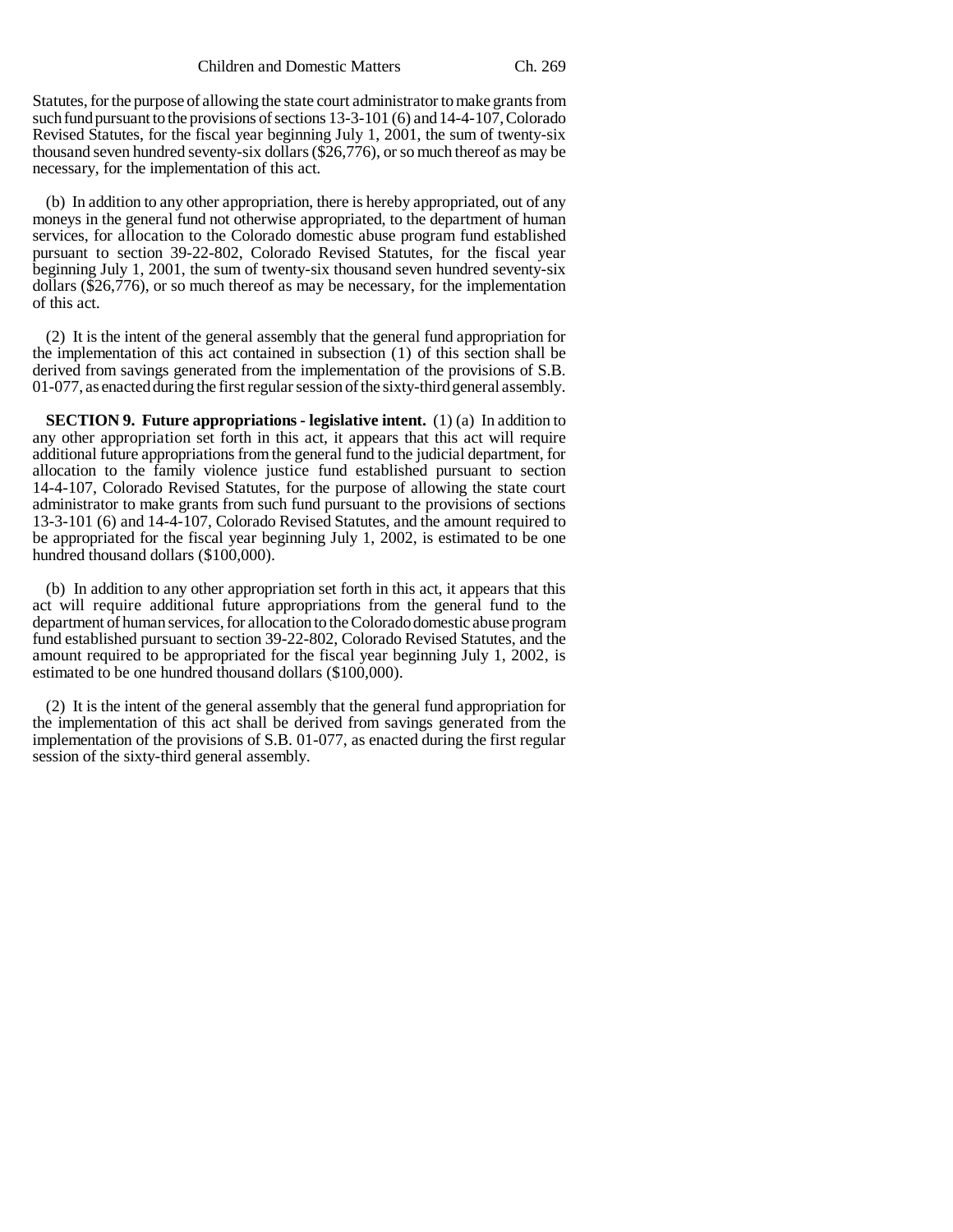Statutes, for the purpose of allowing the state court administrator to make grants from such fund pursuant to the provisions of sections 13-3-101 (6) and 14-4-107, Colorado Revised Statutes, for the fiscal year beginning July 1, 2001, the sum of twenty-six thousand seven hundred seventy-six dollars ($26,776), or so much thereof as may be necessary, for the implementation of this act.

(b) In addition to any other appropriation, there is hereby appropriated, out of any moneys in the general fund not otherwise appropriated, to the department of human services, for allocation to the Colorado domestic abuse program fund established pursuant to section 39-22-802, Colorado Revised Statutes, for the fiscal year beginning July 1, 2001, the sum of twenty-six thousand seven hundred seventy-six dollars ($26,776), or so much thereof as may be necessary, for the implementation of this act.

(2) It is the intent of the general assembly that the general fund appropriation for the implementation of this act contained in subsection (1) of this section shall be derived from savings generated from the implementation of the provisions of S.B. 01-077, as enacted during the first regular session of the sixty-third general assembly.

**SECTION 9. Future appropriations - legislative intent.** (1) (a) In addition to any other appropriation set forth in this act, it appears that this act will require additional future appropriations from the general fund to the judicial department, for allocation to the family violence justice fund established pursuant to section 14-4-107, Colorado Revised Statutes, for the purpose of allowing the state court administrator to make grants from such fund pursuant to the provisions of sections 13-3-101 (6) and 14-4-107, Colorado Revised Statutes, and the amount required to be appropriated for the fiscal year beginning July 1, 2002, is estimated to be one hundred thousand dollars ($100,000).

(b) In addition to any other appropriation set forth in this act, it appears that this act will require additional future appropriations from the general fund to the department of human services, for allocation to the Colorado domestic abuse program fund established pursuant to section 39-22-802, Colorado Revised Statutes, and the amount required to be appropriated for the fiscal year beginning July 1, 2002, is estimated to be one hundred thousand dollars ($100,000).

(2) It is the intent of the general assembly that the general fund appropriation for the implementation of this act shall be derived from savings generated from the implementation of the provisions of S.B. 01-077, as enacted during the first regular session of the sixty-third general assembly.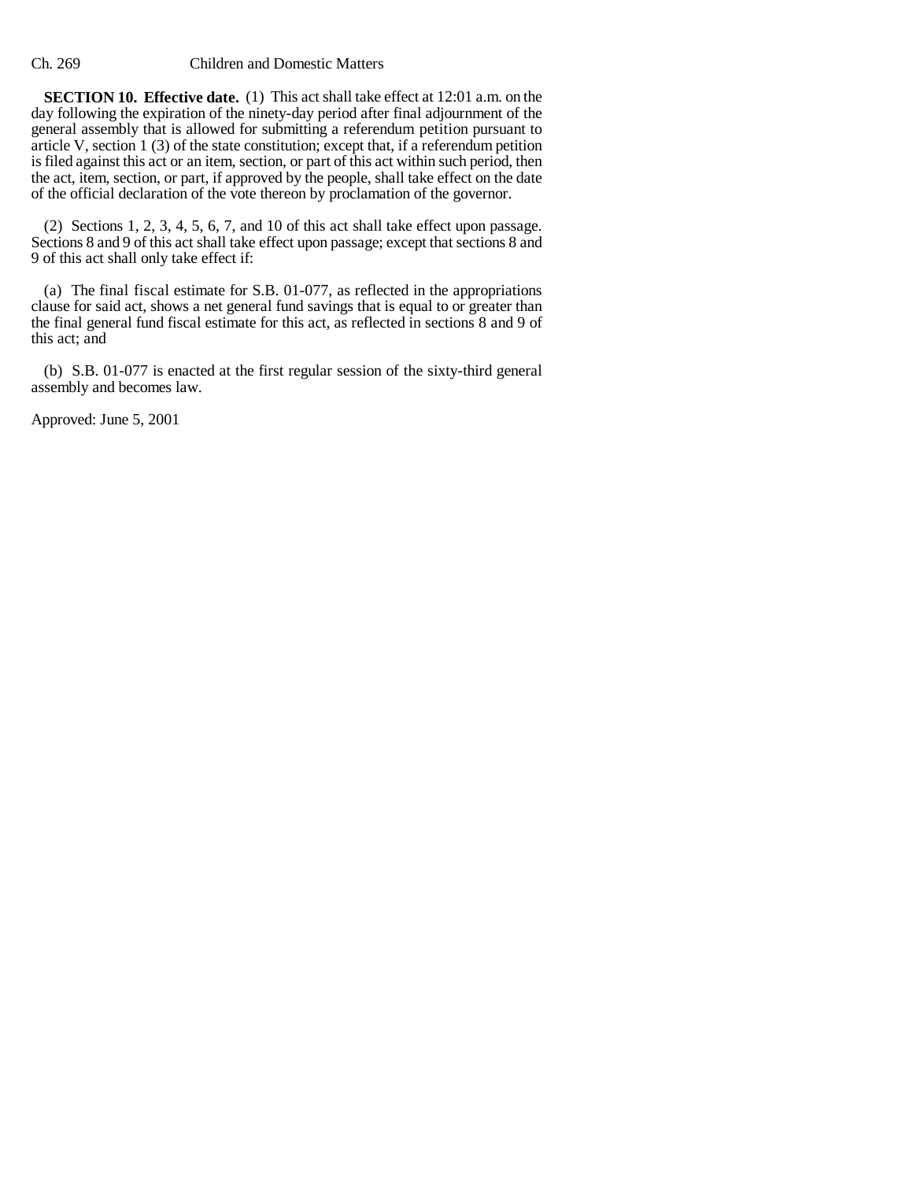**SECTION 10. Effective date.** (1) This act shall take effect at 12:01 a.m. on the day following the expiration of the ninety-day period after final adjournment of the general assembly that is allowed for submitting a referendum petition pursuant to article V, section 1 (3) of the state constitution; except that, if a referendum petition is filed against this act or an item, section, or part of this act within such period, then the act, item, section, or part, if approved by the people, shall take effect on the date of the official declaration of the vote thereon by proclamation of the governor.

(2) Sections 1, 2, 3, 4, 5, 6, 7, and 10 of this act shall take effect upon passage. Sections 8 and 9 of this act shall take effect upon passage; except that sections 8 and 9 of this act shall only take effect if:

(a) The final fiscal estimate for S.B. 01-077, as reflected in the appropriations clause for said act, shows a net general fund savings that is equal to or greater than the final general fund fiscal estimate for this act, as reflected in sections 8 and 9 of this act; and

(b) S.B. 01-077 is enacted at the first regular session of the sixty-third general assembly and becomes law.

Approved: June 5, 2001